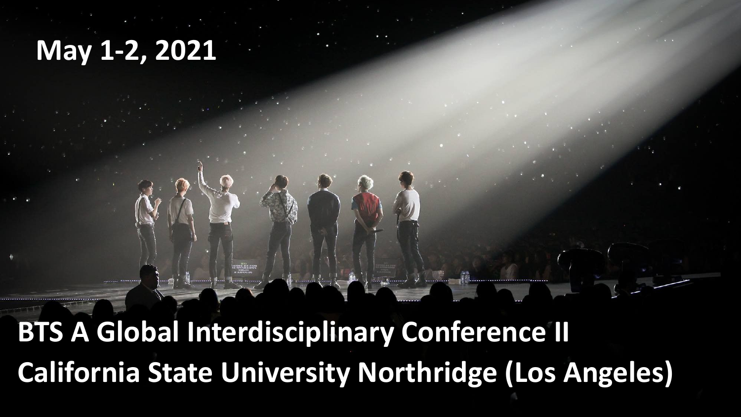May 1-2, 2021

**BTS A Global Interdisciplinary Conference II**

**California State University Northridge (Los Angeles)**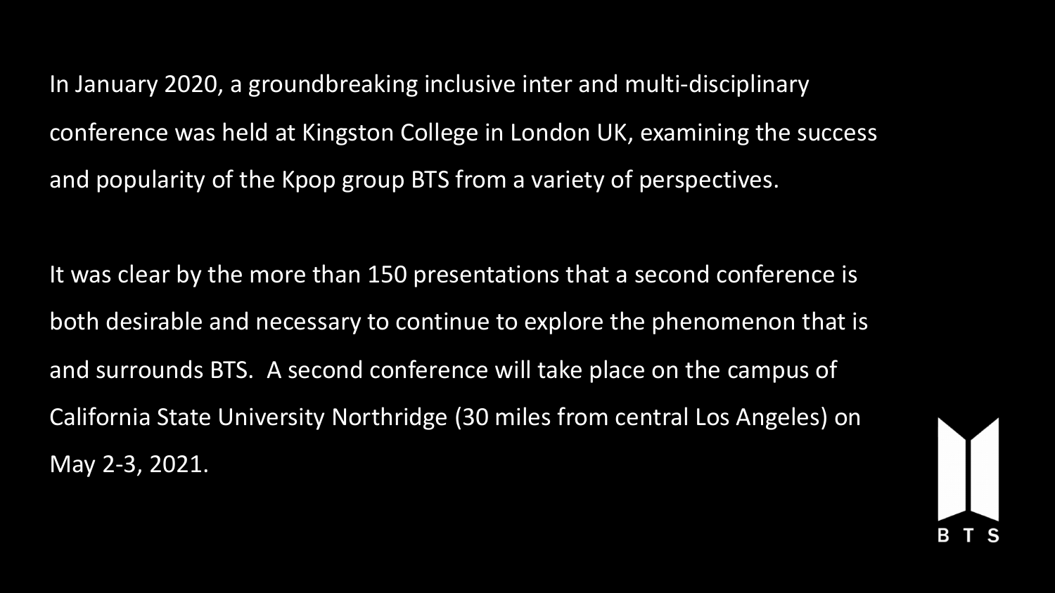In January 2020, a groundbreaking inclusive inter and multi-disciplinary conference was held at Kingston College in London UK, examining the success and popularity of the Kpop group BTS from a variety of perspectives.

It was clear by the more than 150 presentations that a second conference is both desirable and necessary to continue to explore the phenomenon that is and surrounds BTS.  A second conference will take place on the campus of California State University Northridge (30 miles from central Los Angeles) on May 2-3, 2021.

BTS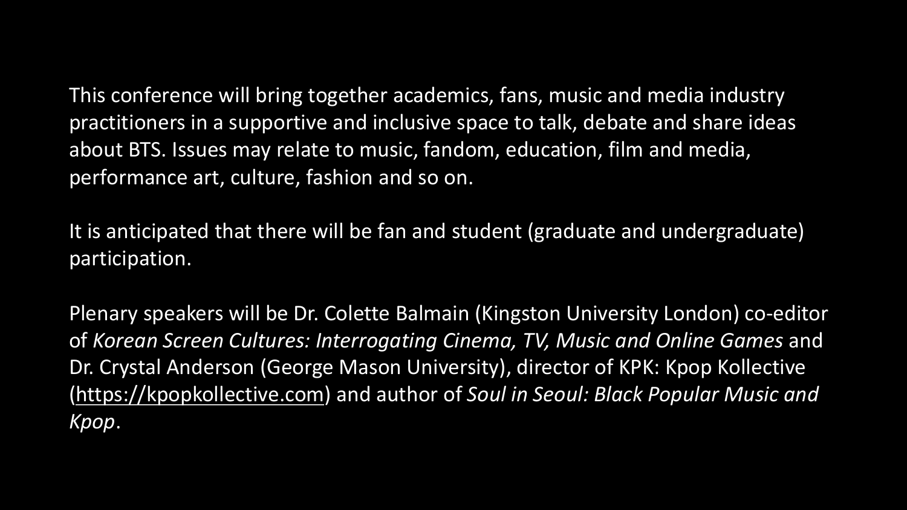This conference will bring together academics, fans, music and media industry practitioners in a supportive and inclusive space to talk, debate and share ideas about BTS. Issues may relate to music, fandom, education, film and media, performance art, culture, fashion and so on.

It is anticipated that there will be fan and student (graduate and undergraduate) participation.

Plenary speakers will be Dr. Colette Balmain (Kingston University London) co-editor of *Korean Screen Cultures: Interrogating Cinema, TV, Music and Online Games* and Dr. Crystal Anderson (George Mason University), director of KPK: Kpop Kollective (https://kpopkollective.com) and author of *Soul in Seoul: Black Popular Music and Kpop*.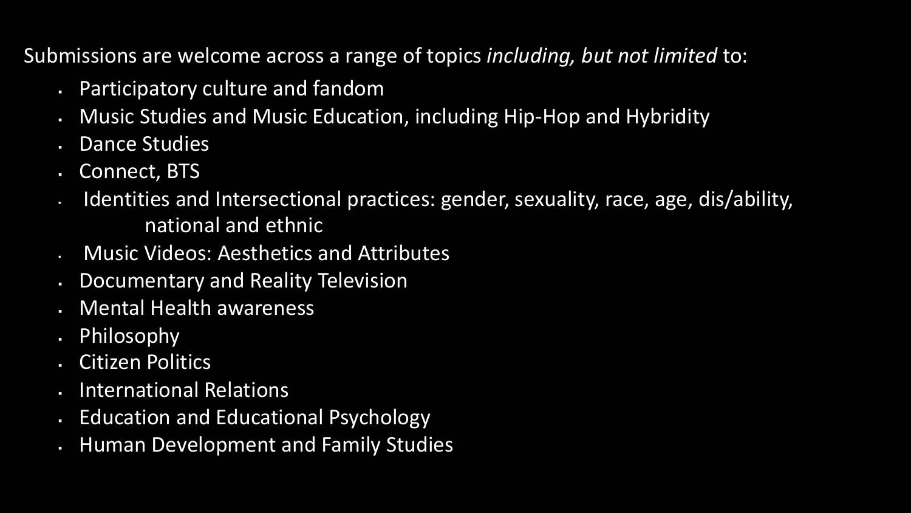Submissions are welcome across a range of topics *including, but not limited* to:

- Participatory culture and fandom
- Music Studies and Music Education, including Hip-Hop and Hybridity
- Dance Studies
- Connect, BTS
- Identities and Intersectional practices: gender, sexuality, race, age, dis/ability, national and ethnic
- Music Videos: Aesthetics and Attributes
- Documentary and Reality Television
- Mental Health awareness
- Philosophy
- Citizen Politics
- International Relations
- Education and Educational Psychology
- Human Development and Family Studies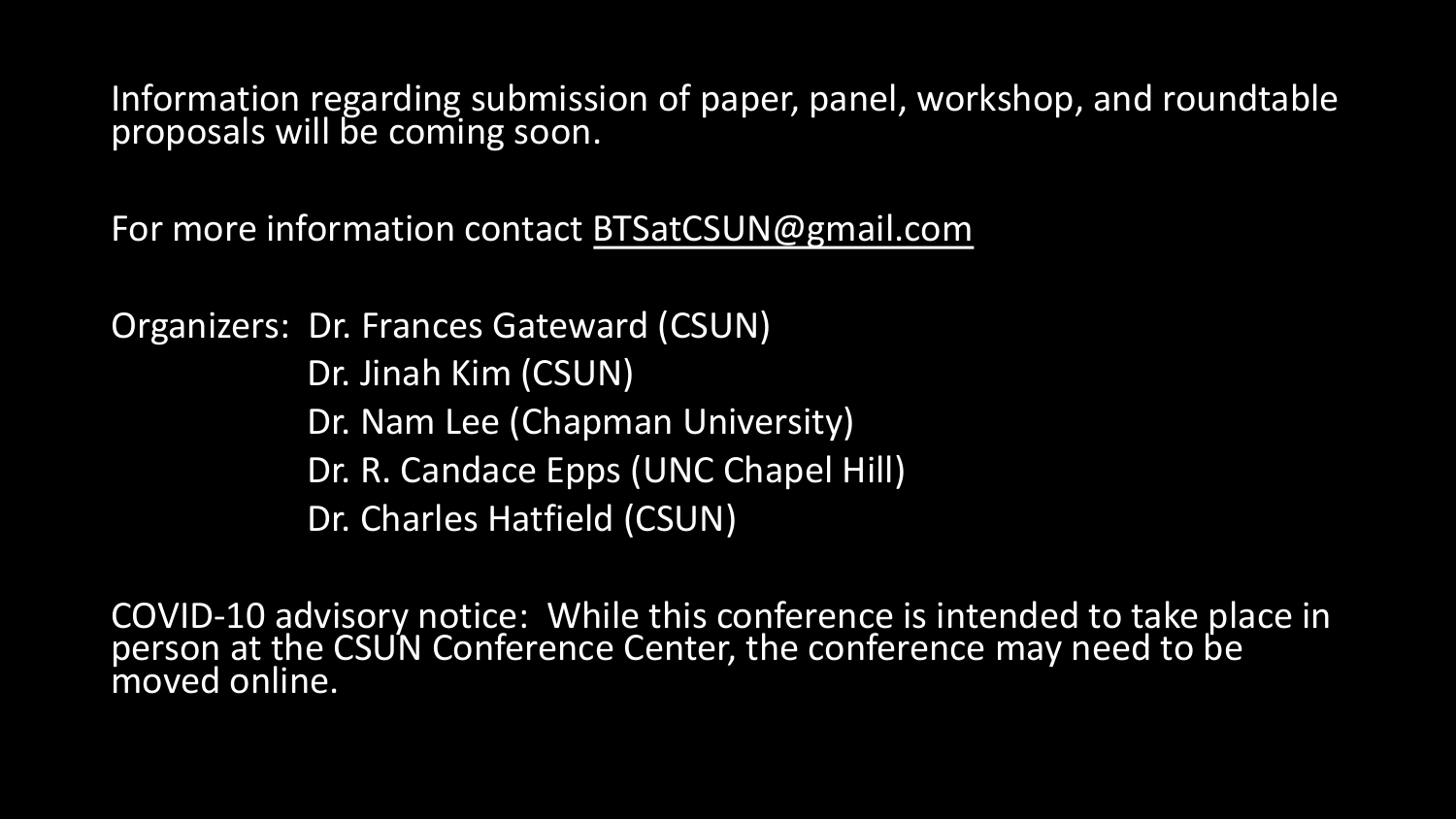Information regarding submission of paper, panel, workshop, and roundtable proposals will be coming soon.

For more information contact BTSatCSUN@gmail.com

Organizers: Dr. Frances Gateward (CSUN)
Dr. Jinah Kim (CSUN)
Dr. Nam Lee (Chapman University)
Dr. R. Candace Epps (UNC Chapel Hill)
Dr. Charles Hatfield (CSUN)

COVID-10 advisory notice: While this conference is intended to take place in person at the CSUN Conference Center, the conference may need to be moved online.